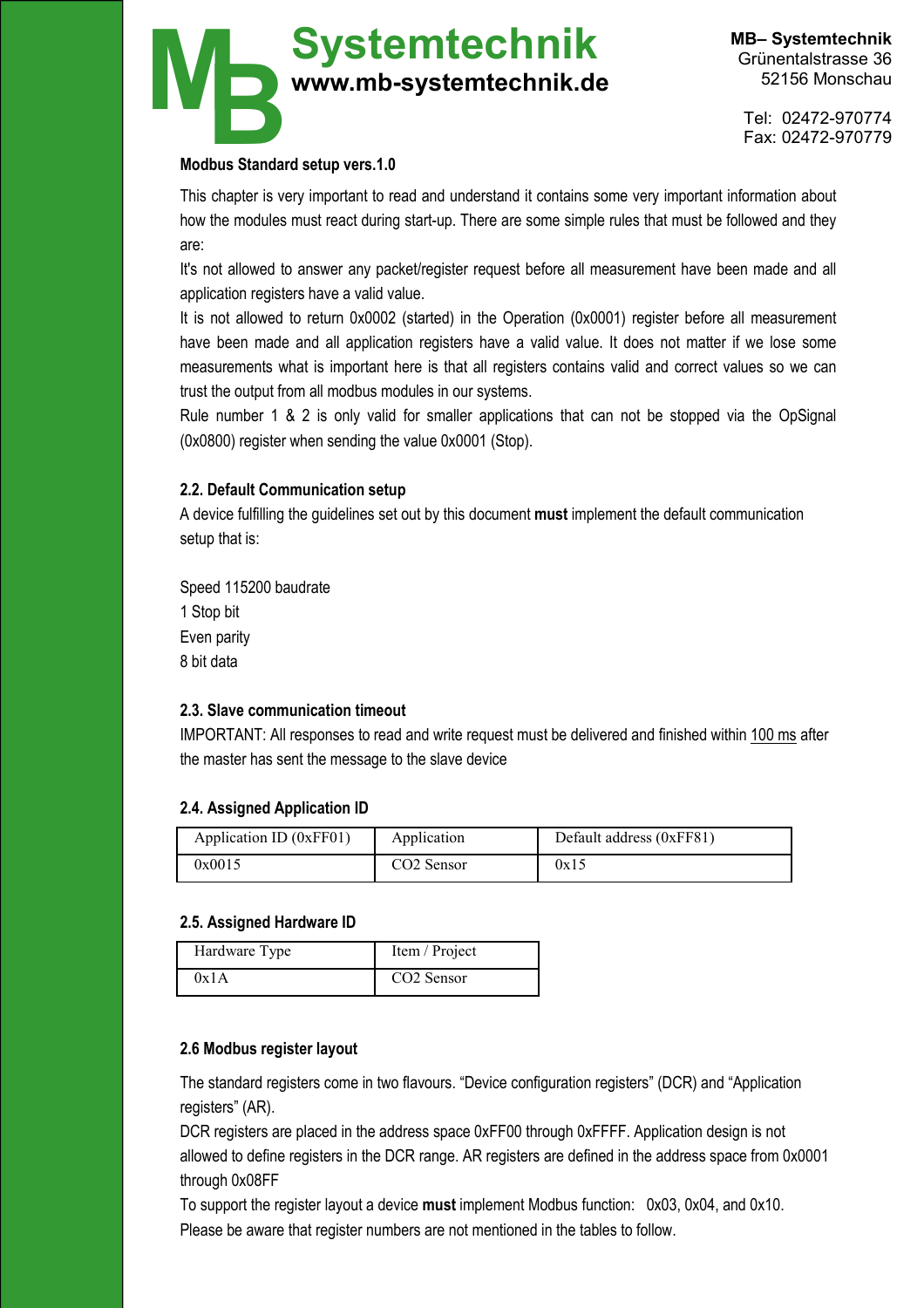MB Systemtechnik
www.mb-systemtechnik.de

**MB– Systemtechnik**
Grünentalstrasse 36
52156 Monschau

Tel: 02472-970774
Fax: 02472-970779

**Modbus Standard setup vers.1.0**

This chapter is very important to read and understand it contains some very important information about how the modules must react during start-up. There are some simple rules that must be followed and they are:

It's not allowed to answer any packet/register request before all measurement have been made and all application registers have a valid value.

It is not allowed to return 0x0002 (started) in the Operation (0x0001) register before all measurement have been made and all application registers have a valid value. It does not matter if we lose some measurements what is important here is that all registers contains valid and correct values so we can trust the output from all modbus modules in our systems.

Rule number 1 & 2 is only valid for smaller applications that can not be stopped via the OpSignal (0x0800) register when sending the value 0x0001 (Stop).

### 2.2. Default Communication setup

A device fulfilling the guidelines set out by this document **must** implement the default communication setup that is:

Speed 115200 baudrate
1 Stop bit
Even parity
8 bit data

### 2.3. Slave communication timeout

IMPORTANT: All responses to read and write request must be delivered and finished within 100 ms after the master has sent the message to the slave device

### 2.4. Assigned Application ID

| Application ID (0xFF01) | Application | Default address (0xFF81) |
|---|---|---|
| 0x0015 | $CO_2$ Sensor | 0x15 |

### 2.5. Assigned Hardware ID

| Hardware Type | Item / Project |
|---|---|
| 0x1A | $CO_2$ Sensor |

### 2.6 Modbus register layout

The standard registers come in two flavours. "Device configuration registers" (DCR) and "Application registers" (AR).

DCR registers are placed in the address space 0xFF00 through 0xFFFF. Application design is not allowed to define registers in the DCR range. AR registers are defined in the address space from 0x0001 through 0x08FF

To support the register layout a device **must** implement Modbus function: 0x03, 0x04, and 0x10.

Please be aware that register numbers are not mentioned in the tables to follow.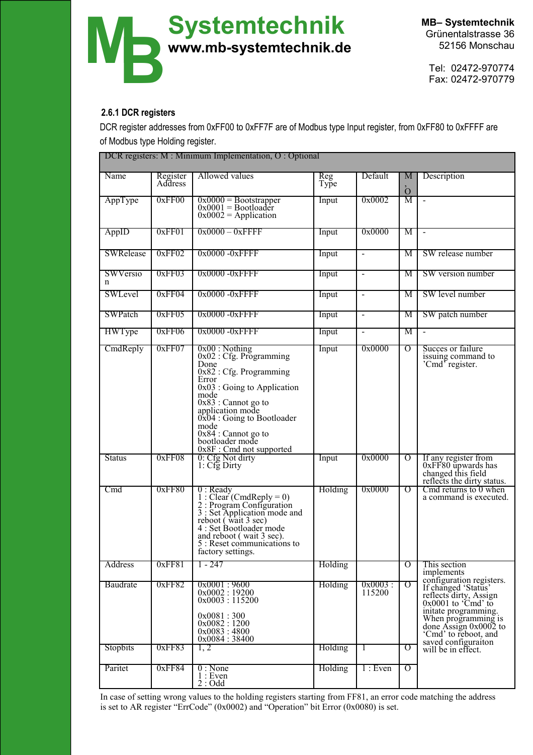## 2.6.1 DCR registers

DCR register addresses from 0xFF00 to 0xFF7F are of Modbus type Input register, from 0xFF80 to 0xFFFF are of Modbus type Holding register.

| DCR registers: M : Minimum Implementation, O : Optional | | | | | | |
|---|---|---|---|---|---|---|
| Name | Register Address | Allowed values | Reg Type | Default | M, O | Description |
| AppType | 0xFF00 | 0x0000 = Bootstrapper<br>0x0001 = Bootloader<br>0x0002 = Application | Input | 0x0002 | M | - |
| AppID | 0xFF01 | 0x0000 – 0xFFFF | Input | 0x0000 | M | - |
| SWRelease | 0xFF02 | 0x0000 -0xFFFF | Input | - | M | SW release number |
| SWVersion | 0xFF03 | 0x0000 -0xFFFF | Input | - | M | SW version number |
| SWLevel | 0xFF04 | 0x0000 -0xFFFF | Input | - | M | SW level number |
| SWPatch | 0xFF05 | 0x0000 -0xFFFF | Input | - | M | SW patch number |
| HWType | 0xFF06 | 0x0000 -0xFFFF | Input | - | M | - |
| CmdReply | 0xFF07 | 0x00 : Nothing<br>0x02 : Cfg. Programming Done<br>0x82 : Cfg. Programming Error<br>0x03 : Going to Application mode<br>0x83 : Cannot go to application mode<br>0x04 : Going to Bootloader mode<br>0x84 : Cannot go to bootloader mode<br>0x8F : Cmd not supported | Input | 0x0000 | O | Succes or failure issuing command to 'Cmd' register. |
| Status | 0xFF08 | 0: Cfg Not dirty<br>1: Cfg Dirty | Input | 0x0000 | O | If any register from 0xFF80 upwards has changed this field reflects the dirty status. |
| Cmd | 0xFF80 | 0 : Ready<br>1 : Clear (CmdReply = 0)<br>2 : Program Configuration<br>3 : Set Application mode and reboot ( wait 3 sec)<br>4 : Set Bootloader mode and reboot ( wait 3 sec).<br>5 : Reset communications to factory settings. | Holding | 0x0000 | O | Cmd returns to 0 when a command is executed. |
| Address | 0xFF81 | 1 - 247 | Holding | | O | This section implements configuration registers. If changed 'Status' reflects dirty, Assign 0x0001 to 'Cmd' to initate programming. When programming is done Assign 0x0002 to 'Cmd' to reboot, and saved configuraiton will be in effect. |
| Baudrate | 0xFF82 | 0x0001 : 9600<br>0x0002 : 19200<br>0x0003 : 115200<br><br>0x0081 : 300<br>0x0082 : 1200<br>0x0083 : 4800<br>0x0084 : 38400 | Holding | 0x0003 : 115200 | O | |
| Stopbits | 0xFF83 | 1, 2 | Holding | 1 | O | |
| Paritet | 0xFF84 | 0 : None<br>1 : Even<br>2 : Odd | Holding | 1 : Even | O | |

In case of setting wrong values to the holding registers starting from FF81, an error code matching the address is set to AR register "ErrCode" (0x0002) and "Operation" bit Error (0x0080) is set.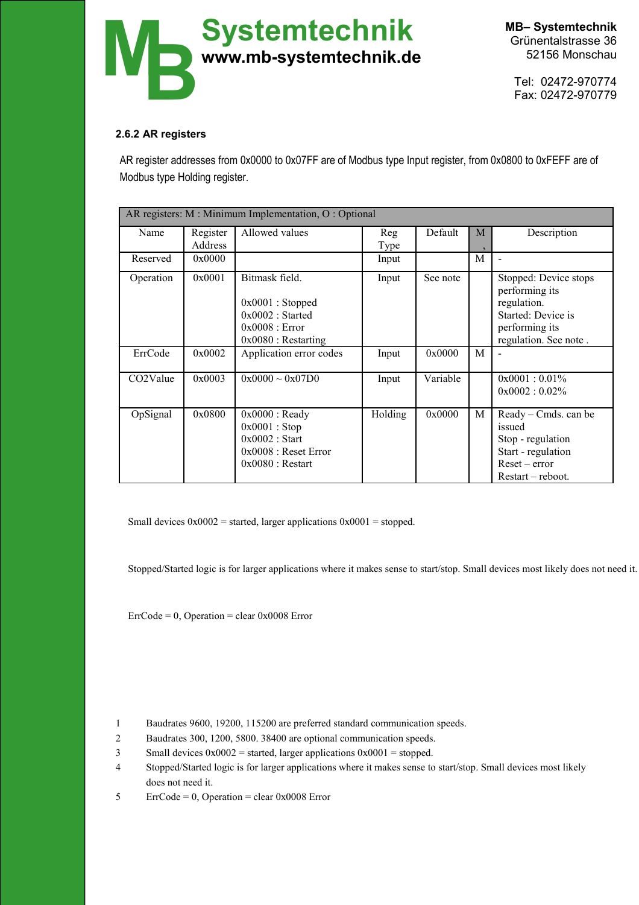## 2.6.2 AR registers

AR register addresses from 0x0000 to 0x07FF are of Modbus type Input register, from 0x0800 to 0xFEFF are of Modbus type Holding register.

| AR registers: M : Minimum Implementation, O : Optional | | | | | | |
|---|---|---|---|---|---|---|
| Name | Register Address | Allowed values | Reg Type | Default | M , | Description |
| Reserved | 0x0000 | | Input | | M | - |
| Operation | 0x0001 | Bitmask field.<br><br>0x0001 : Stopped<br>0x0002 : Started<br>0x0008 : Error<br>0x0080 : Restarting | Input | See note | | Stopped: Device stops performing its regulation.<br>Started: Device is performing its regulation. See note . |
| ErrCode | 0x0002 | Application error codes | Input | 0x0000 | M | - |
| CO2Value | 0x0003 | 0x0000 ~ 0x07D0 | Input | Variable | | 0x0001 : 0.01%<br>0x0002 : 0.02% |
| OpSignal | 0x0800 | 0x0000 : Ready<br>0x0001 : Stop<br>0x0002 : Start<br>0x0008 : Reset Error<br>0x0080 : Restart | Holding | 0x0000 | M | Ready – Cmds. can be issued<br>Stop - regulation<br>Start - regulation<br>Reset – error<br>Restart – reboot. |

Small devices 0x0002 = started, larger applications 0x0001 = stopped.

Stopped/Started logic is for larger applications where it makes sense to start/stop. Small devices most likely does not need it.

ErrCode = 0, Operation = clear 0x0008 Error

1. Baudrates 9600, 19200, 115200 are preferred standard communication speeds.
2. Baudrates 300, 1200, 5800. 38400 are optional communication speeds.
3. Small devices 0x0002 = started, larger applications 0x0001 = stopped.
4. Stopped/Started logic is for larger applications where it makes sense to start/stop. Small devices most likely does not need it.
5. ErrCode = 0, Operation = clear 0x0008 Error